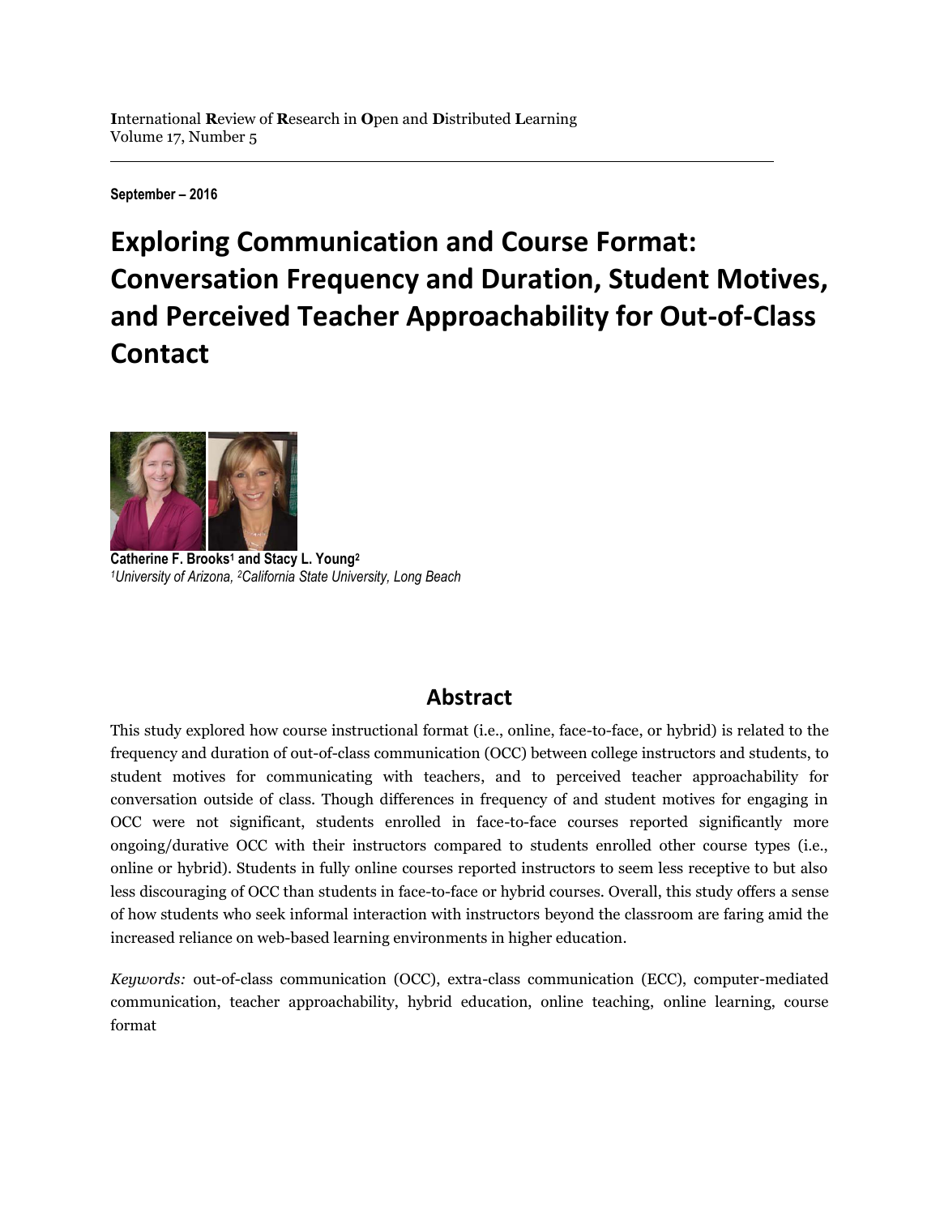**I**nternational **R**eview of **R**esearch in **O**pen and **D**istributed **L**earning
Volume 17, Number 5

**September – 2016**

# Exploring Communication and Course Format: Conversation Frequency and Duration, Student Motives, and Perceived Teacher Approachability for Out-of-Class Contact

**Catherine F. Brooks[1] and Stacy L. Young[2]**
*[1]University of Arizona, [2]California State University, Long Beach*

## Abstract

This study explored how course instructional format (i.e., online, face-to-face, or hybrid) is related to the frequency and duration of out-of-class communication (OCC) between college instructors and students, to student motives for communicating with teachers, and to perceived teacher approachability for conversation outside of class. Though differences in frequency of and student motives for engaging in OCC were not significant, students enrolled in face-to-face courses reported significantly more ongoing/durative OCC with their instructors compared to students enrolled other course types (i.e., online or hybrid). Students in fully online courses reported instructors to seem less receptive to but also less discouraging of OCC than students in face-to-face or hybrid courses. Overall, this study offers a sense of how students who seek informal interaction with instructors beyond the classroom are faring amid the increased reliance on web-based learning environments in higher education.

*Keywords:* out-of-class communication (OCC), extra-class communication (ECC), computer-mediated communication, teacher approachability, hybrid education, online teaching, online learning, course format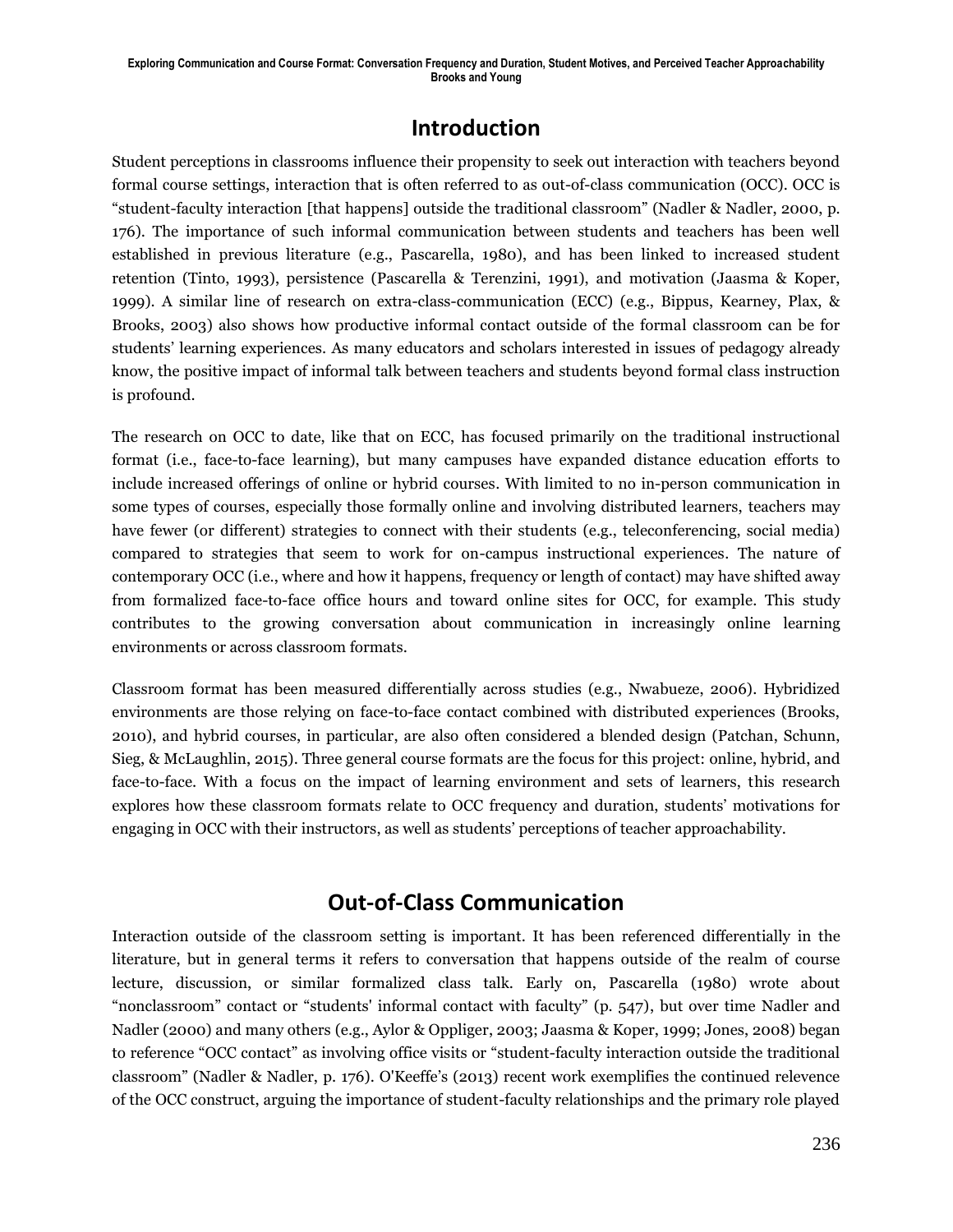## Introduction

Student perceptions in classrooms influence their propensity to seek out interaction with teachers beyond formal course settings, interaction that is often referred to as out-of-class communication (OCC). OCC is "student-faculty interaction [that happens] outside the traditional classroom" (Nadler & Nadler, 2000, p. 176). The importance of such informal communication between students and teachers has been well established in previous literature (e.g., Pascarella, 1980), and has been linked to increased student retention (Tinto, 1993), persistence (Pascarella & Terenzini, 1991), and motivation (Jaasma & Koper, 1999). A similar line of research on extra-class-communication (ECC) (e.g., Bippus, Kearney, Plax, & Brooks, 2003) also shows how productive informal contact outside of the formal classroom can be for students' learning experiences. As many educators and scholars interested in issues of pedagogy already know, the positive impact of informal talk between teachers and students beyond formal class instruction is profound.

The research on OCC to date, like that on ECC, has focused primarily on the traditional instructional format (i.e., face-to-face learning), but many campuses have expanded distance education efforts to include increased offerings of online or hybrid courses. With limited to no in-person communication in some types of courses, especially those formally online and involving distributed learners, teachers may have fewer (or different) strategies to connect with their students (e.g., teleconferencing, social media) compared to strategies that seem to work for on-campus instructional experiences. The nature of contemporary OCC (i.e., where and how it happens, frequency or length of contact) may have shifted away from formalized face-to-face office hours and toward online sites for OCC, for example. This study contributes to the growing conversation about communication in increasingly online learning environments or across classroom formats.

Classroom format has been measured differentially across studies (e.g., Nwabueze, 2006). Hybridized environments are those relying on face-to-face contact combined with distributed experiences (Brooks, 2010), and hybrid courses, in particular, are also often considered a blended design (Patchan, Schunn, Sieg, & McLaughlin, 2015). Three general course formats are the focus for this project: online, hybrid, and face-to-face. With a focus on the impact of learning environment and sets of learners, this research explores how these classroom formats relate to OCC frequency and duration, students' motivations for engaging in OCC with their instructors, as well as students' perceptions of teacher approachability.

## Out-of-Class Communication

Interaction outside of the classroom setting is important. It has been referenced differentially in the literature, but in general terms it refers to conversation that happens outside of the realm of course lecture, discussion, or similar formalized class talk. Early on, Pascarella (1980) wrote about "nonclassroom" contact or "students' informal contact with faculty" (p. 547), but over time Nadler and Nadler (2000) and many others (e.g., Aylor & Oppliger, 2003; Jaasma & Koper, 1999; Jones, 2008) began to reference "OCC contact" as involving office visits or "student-faculty interaction outside the traditional classroom" (Nadler & Nadler, p. 176). O'Keeffe's (2013) recent work exemplifies the continued relevence of the OCC construct, arguing the importance of student-faculty relationships and the primary role played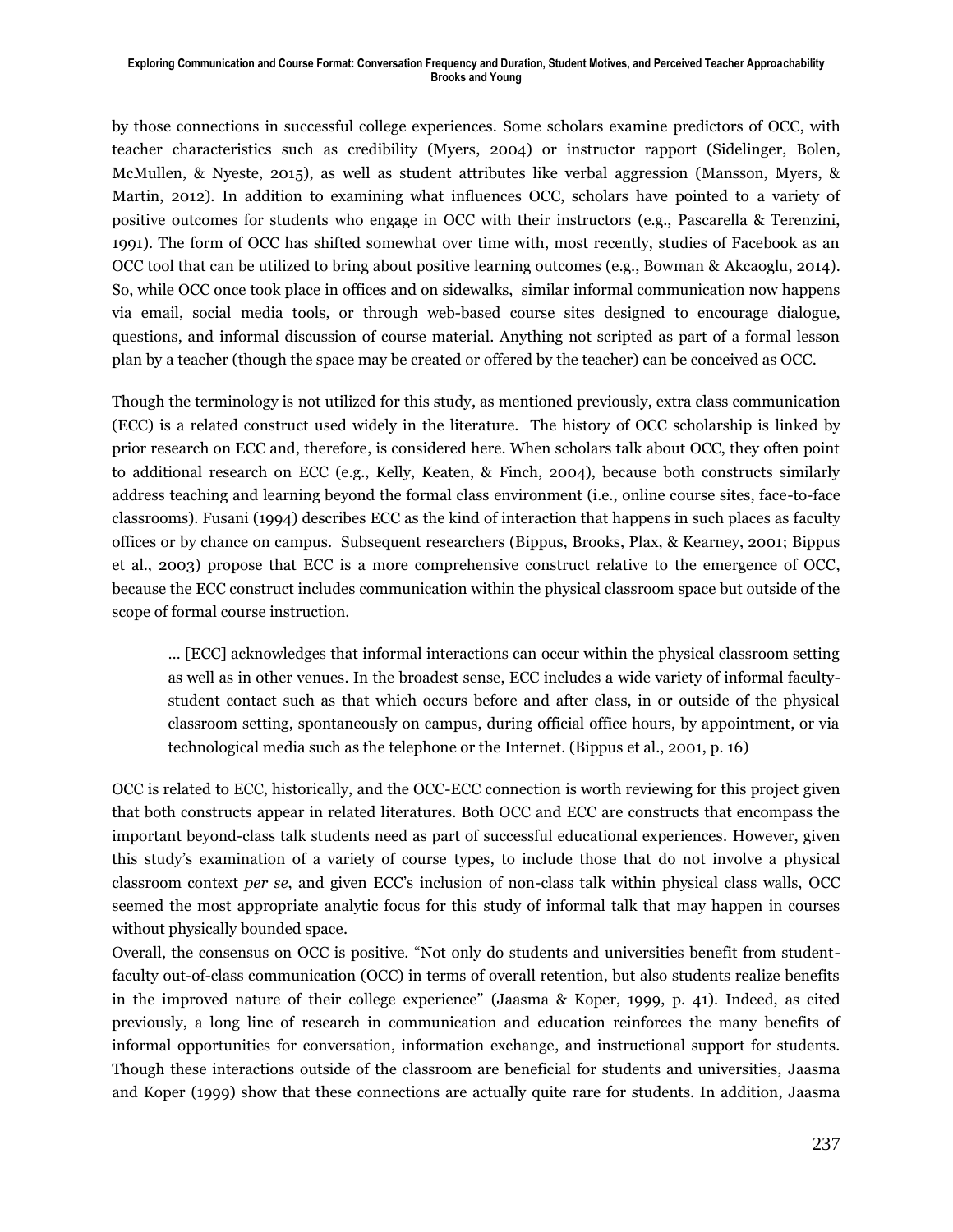by those connections in successful college experiences. Some scholars examine predictors of OCC, with teacher characteristics such as credibility (Myers, 2004) or instructor rapport (Sidelinger, Bolen, McMullen, & Nyeste, 2015), as well as student attributes like verbal aggression (Mansson, Myers, & Martin, 2012). In addition to examining what influences OCC, scholars have pointed to a variety of positive outcomes for students who engage in OCC with their instructors (e.g., Pascarella & Terenzini, 1991). The form of OCC has shifted somewhat over time with, most recently, studies of Facebook as an OCC tool that can be utilized to bring about positive learning outcomes (e.g., Bowman & Akcaoglu, 2014). So, while OCC once took place in offices and on sidewalks, similar informal communication now happens via email, social media tools, or through web-based course sites designed to encourage dialogue, questions, and informal discussion of course material. Anything not scripted as part of a formal lesson plan by a teacher (though the space may be created or offered by the teacher) can be conceived as OCC.

Though the terminology is not utilized for this study, as mentioned previously, extra class communication (ECC) is a related construct used widely in the literature. The history of OCC scholarship is linked by prior research on ECC and, therefore, is considered here. When scholars talk about OCC, they often point to additional research on ECC (e.g., Kelly, Keaten, & Finch, 2004), because both constructs similarly address teaching and learning beyond the formal class environment (i.e., online course sites, face-to-face classrooms). Fusani (1994) describes ECC as the kind of interaction that happens in such places as faculty offices or by chance on campus. Subsequent researchers (Bippus, Brooks, Plax, & Kearney, 2001; Bippus et al., 2003) propose that ECC is a more comprehensive construct relative to the emergence of OCC, because the ECC construct includes communication within the physical classroom space but outside of the scope of formal course instruction.

> … [ECC] acknowledges that informal interactions can occur within the physical classroom setting as well as in other venues. In the broadest sense, ECC includes a wide variety of informal faculty-student contact such as that which occurs before and after class, in or outside of the physical classroom setting, spontaneously on campus, during official office hours, by appointment, or via technological media such as the telephone or the Internet. (Bippus et al., 2001, p. 16)

OCC is related to ECC, historically, and the OCC-ECC connection is worth reviewing for this project given that both constructs appear in related literatures. Both OCC and ECC are constructs that encompass the important beyond-class talk students need as part of successful educational experiences. However, given this study's examination of a variety of course types, to include those that do not involve a physical classroom context *per se*, and given ECC's inclusion of non-class talk within physical class walls, OCC seemed the most appropriate analytic focus for this study of informal talk that may happen in courses without physically bounded space.

Overall, the consensus on OCC is positive. "Not only do students and universities benefit from student-faculty out-of-class communication (OCC) in terms of overall retention, but also students realize benefits in the improved nature of their college experience" (Jaasma & Koper, 1999, p. 41). Indeed, as cited previously, a long line of research in communication and education reinforces the many benefits of informal opportunities for conversation, information exchange, and instructional support for students. Though these interactions outside of the classroom are beneficial for students and universities, Jaasma and Koper (1999) show that these connections are actually quite rare for students. In addition, Jaasma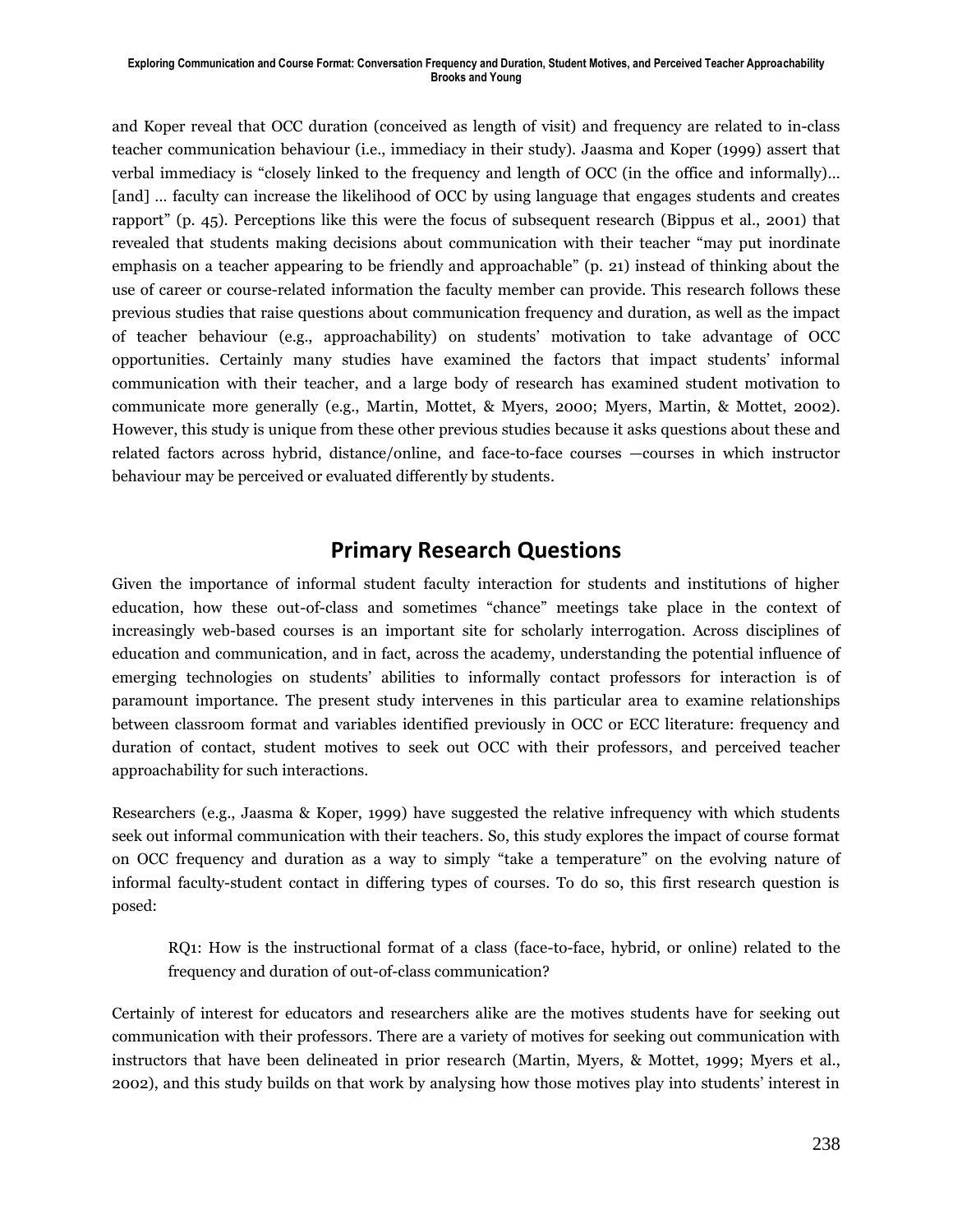and Koper reveal that OCC duration (conceived as length of visit) and frequency are related to in-class teacher communication behaviour (i.e., immediacy in their study). Jaasma and Koper (1999) assert that verbal immediacy is "closely linked to the frequency and length of OCC (in the office and informally)… [and] … faculty can increase the likelihood of OCC by using language that engages students and creates rapport" (p. 45). Perceptions like this were the focus of subsequent research (Bippus et al., 2001) that revealed that students making decisions about communication with their teacher "may put inordinate emphasis on a teacher appearing to be friendly and approachable" (p. 21) instead of thinking about the use of career or course-related information the faculty member can provide. This research follows these previous studies that raise questions about communication frequency and duration, as well as the impact of teacher behaviour (e.g., approachability) on students' motivation to take advantage of OCC opportunities. Certainly many studies have examined the factors that impact students' informal communication with their teacher, and a large body of research has examined student motivation to communicate more generally (e.g., Martin, Mottet, & Myers, 2000; Myers, Martin, & Mottet, 2002). However, this study is unique from these other previous studies because it asks questions about these and related factors across hybrid, distance/online, and face-to-face courses —courses in which instructor behaviour may be perceived or evaluated differently by students.

## Primary Research Questions

Given the importance of informal student faculty interaction for students and institutions of higher education, how these out-of-class and sometimes "chance" meetings take place in the context of increasingly web-based courses is an important site for scholarly interrogation. Across disciplines of education and communication, and in fact, across the academy, understanding the potential influence of emerging technologies on students' abilities to informally contact professors for interaction is of paramount importance. The present study intervenes in this particular area to examine relationships between classroom format and variables identified previously in OCC or ECC literature: frequency and duration of contact, student motives to seek out OCC with their professors, and perceived teacher approachability for such interactions.

Researchers (e.g., Jaasma & Koper, 1999) have suggested the relative infrequency with which students seek out informal communication with their teachers. So, this study explores the impact of course format on OCC frequency and duration as a way to simply "take a temperature" on the evolving nature of informal faculty-student contact in differing types of courses. To do so, this first research question is posed:

> RQ1: How is the instructional format of a class (face-to-face, hybrid, or online) related to the frequency and duration of out-of-class communication?

Certainly of interest for educators and researchers alike are the motives students have for seeking out communication with their professors. There are a variety of motives for seeking out communication with instructors that have been delineated in prior research (Martin, Myers, & Mottet, 1999; Myers et al., 2002), and this study builds on that work by analysing how those motives play into students' interest in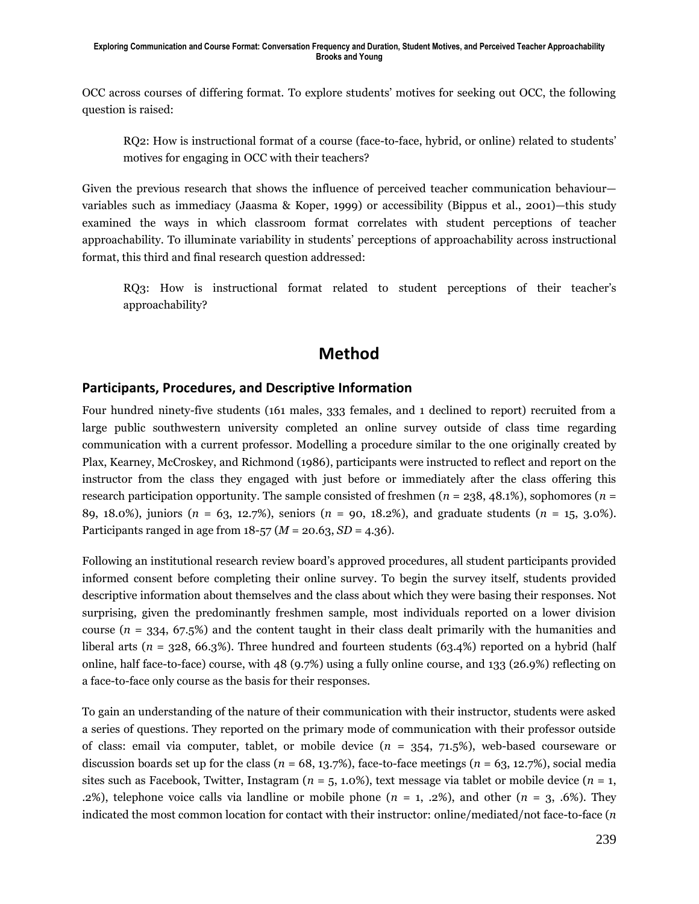OCC across courses of differing format. To explore students' motives for seeking out OCC, the following question is raised:

> RQ2: How is instructional format of a course (face-to-face, hybrid, or online) related to students' motives for engaging in OCC with their teachers?

Given the previous research that shows the influence of perceived teacher communication behaviour—variables such as immediacy (Jaasma & Koper, 1999) or accessibility (Bippus et al., 2001)—this study examined the ways in which classroom format correlates with student perceptions of teacher approachability. To illuminate variability in students' perceptions of approachability across instructional format, this third and final research question addressed:

> RQ3: How is instructional format related to student perceptions of their teacher's approachability?

# Method

## Participants, Procedures, and Descriptive Information

Four hundred ninety-five students (161 males, 333 females, and 1 declined to report) recruited from a large public southwestern university completed an online survey outside of class time regarding communication with a current professor. Modelling a procedure similar to the one originally created by Plax, Kearney, McCroskey, and Richmond (1986), participants were instructed to reflect and report on the instructor from the class they engaged with just before or immediately after the class offering this research participation opportunity. The sample consisted of freshmen ($n$ = 238, 48.1%), sophomores ($n$ = 89, 18.0%), juniors ($n$ = 63, 12.7%), seniors ($n$ = 90, 18.2%), and graduate students ($n$ = 15, 3.0%). Participants ranged in age from 18-57 ($M$ = 20.63, $SD$ = 4.36).

Following an institutional research review board's approved procedures, all student participants provided informed consent before completing their online survey. To begin the survey itself, students provided descriptive information about themselves and the class about which they were basing their responses. Not surprising, given the predominantly freshmen sample, most individuals reported on a lower division course ($n$ = 334, 67.5%) and the content taught in their class dealt primarily with the humanities and liberal arts ($n$ = 328, 66.3%). Three hundred and fourteen students (63.4%) reported on a hybrid (half online, half face-to-face) course, with 48 (9.7%) using a fully online course, and 133 (26.9%) reflecting on a face-to-face only course as the basis for their responses.

To gain an understanding of the nature of their communication with their instructor, students were asked a series of questions. They reported on the primary mode of communication with their professor outside of class: email via computer, tablet, or mobile device ($n$ = 354, 71.5%), web-based courseware or discussion boards set up for the class ($n$ = 68, 13.7%), face-to-face meetings ($n$ = 63, 12.7%), social media sites such as Facebook, Twitter, Instagram ($n$ = 5, 1.0%), text message via tablet or mobile device ($n$ = 1, .2%), telephone voice calls via landline or mobile phone ($n$ = 1, .2%), and other ($n$ = 3, .6%). They indicated the most common location for contact with their instructor: online/mediated/not face-to-face ($n$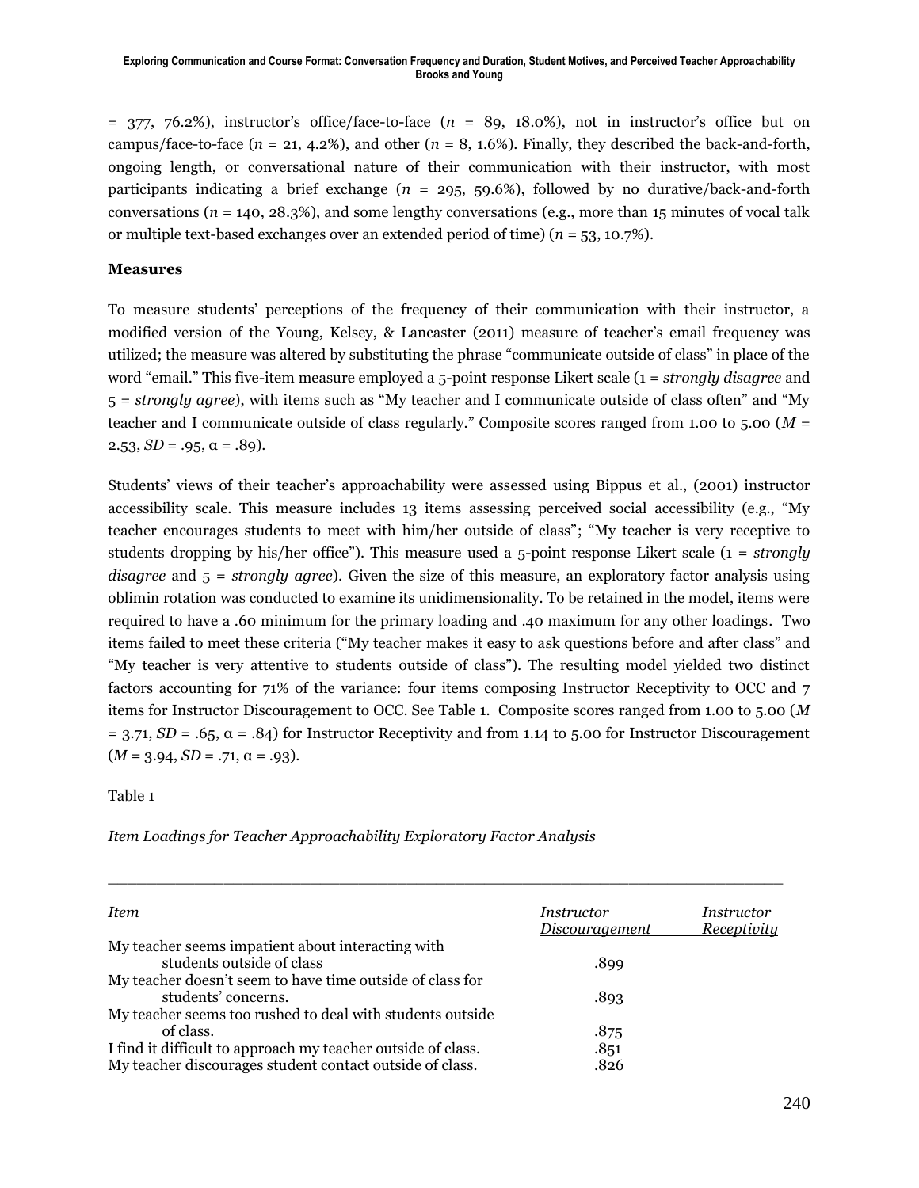= 377, 76.2%), instructor's office/face-to-face ($n$ = 89, 18.0%), not in instructor's office but on campus/face-to-face ($n$ = 21, 4.2%), and other ($n$ = 8, 1.6%). Finally, they described the back-and-forth, ongoing length, or conversational nature of their communication with their instructor, with most participants indicating a brief exchange ($n$ = 295, 59.6%), followed by no durative/back-and-forth conversations ($n$ = 140, 28.3%), and some lengthy conversations (e.g., more than 15 minutes of vocal talk or multiple text-based exchanges over an extended period of time) ($n$ = 53, 10.7%).

**Measures**

To measure students' perceptions of the frequency of their communication with their instructor, a modified version of the Young, Kelsey, & Lancaster (2011) measure of teacher's email frequency was utilized; the measure was altered by substituting the phrase "communicate outside of class" in place of the word "email." This five-item measure employed a 5-point response Likert scale (1 = *strongly disagree* and 5 = *strongly agree*), with items such as "My teacher and I communicate outside of class often" and "My teacher and I communicate outside of class regularly." Composite scores ranged from 1.00 to 5.00 ($M$ = 2.53, $SD$ = .95, $\alpha$ = .89).

Students' views of their teacher's approachability were assessed using Bippus et al., (2001) instructor accessibility scale. This measure includes 13 items assessing perceived social accessibility (e.g., "My teacher encourages students to meet with him/her outside of class"; "My teacher is very receptive to students dropping by his/her office"). This measure used a 5-point response Likert scale (1 = *strongly disagree* and 5 = *strongly agree*). Given the size of this measure, an exploratory factor analysis using oblimin rotation was conducted to examine its unidimensionality. To be retained in the model, items were required to have a .60 minimum for the primary loading and .40 maximum for any other loadings. Two items failed to meet these criteria ("My teacher makes it easy to ask questions before and after class" and "My teacher is very attentive to students outside of class"). The resulting model yielded two distinct factors accounting for 71% of the variance: four items composing Instructor Receptivity to OCC and 7 items for Instructor Discouragement to OCC. See Table 1. Composite scores ranged from 1.00 to 5.00 ($M$ = 3.71, $SD$ = .65, $\alpha$ = .84) for Instructor Receptivity and from 1.14 to 5.00 for Instructor Discouragement ($M$ = 3.94, $SD$ = .71, $\alpha$ = .93).

Table 1

*Item Loadings for Teacher Approachability Exploratory Factor Analysis*

| *Item* | *Instructor Discouragement* | *Instructor Receptivity* |
|---|---|---|
| My teacher seems impatient about interacting with students outside of class | .899 | |
| My teacher doesn't seem to have time outside of class for students' concerns. | .893 | |
| My teacher seems too rushed to deal with students outside of class. | .875 | |
| I find it difficult to approach my teacher outside of class. | .851 | |
| My teacher discourages student contact outside of class. | .826 | |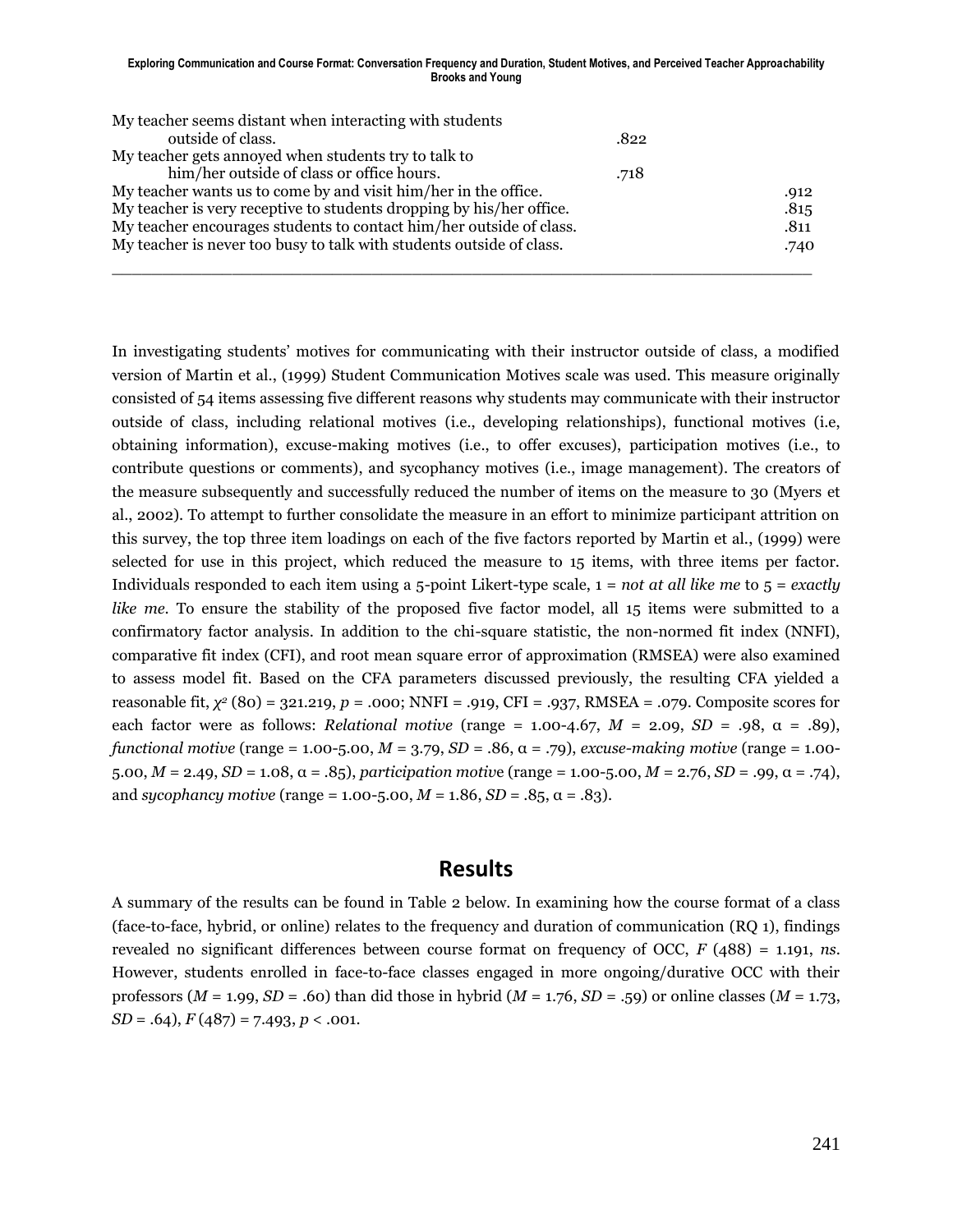| | | |
|---|---|---|
| My teacher seems distant when interacting with students outside of class. | .822 | |
| My teacher gets annoyed when students try to talk to him/her outside of class or office hours. | .718 | |
| My teacher wants us to come by and visit him/her in the office. | | .912 |
| My teacher is very receptive to students dropping by his/her office. | | .815 |
| My teacher encourages students to contact him/her outside of class. | | .811 |
| My teacher is never too busy to talk with students outside of class. | | .740 |

In investigating students' motives for communicating with their instructor outside of class, a modified version of Martin et al., (1999) Student Communication Motives scale was used. This measure originally consisted of 54 items assessing five different reasons why students may communicate with their instructor outside of class, including relational motives (i.e., developing relationships), functional motives (i.e, obtaining information), excuse-making motives (i.e., to offer excuses), participation motives (i.e., to contribute questions or comments), and sycophancy motives (i.e., image management). The creators of the measure subsequently and successfully reduced the number of items on the measure to 30 (Myers et al., 2002). To attempt to further consolidate the measure in an effort to minimize participant attrition on this survey, the top three item loadings on each of the five factors reported by Martin et al., (1999) were selected for use in this project, which reduced the measure to 15 items, with three items per factor. Individuals responded to each item using a 5-point Likert-type scale, 1 = *not at all like me* to 5 = *exactly like me*. To ensure the stability of the proposed five factor model, all 15 items were submitted to a confirmatory factor analysis. In addition to the chi-square statistic, the non-normed fit index (NNFI), comparative fit index (CFI), and root mean square error of approximation (RMSEA) were also examined to assess model fit. Based on the CFA parameters discussed previously, the resulting CFA yielded a reasonable fit, $\chi^2$ (80) = 321.219, $p$ = .000; NNFI = .919, CFI = .937, RMSEA = .079. Composite scores for each factor were as follows: *Relational motive* (range = 1.00-4.67, $M$ = 2.09, $SD$ = .98, α = .89), *functional motive* (range = 1.00-5.00, $M$ = 3.79, $SD$ = .86, α = .79), *excuse-making motive* (range = 1.00-5.00, $M$ = 2.49, $SD$ = 1.08, α = .85), *participation motive* (range = 1.00-5.00, $M$ = 2.76, $SD$ = .99, α = .74), and *sycophancy motive* (range = 1.00-5.00, $M$ = 1.86, $SD$ = .85, α = .83).

## Results

A summary of the results can be found in Table 2 below. In examining how the course format of a class (face-to-face, hybrid, or online) relates to the frequency and duration of communication (RQ 1), findings revealed no significant differences between course format on frequency of OCC, $F$ (488) = 1.191, *ns*. However, students enrolled in face-to-face classes engaged in more ongoing/durative OCC with their professors ($M$ = 1.99, $SD$ = .60) than did those in hybrid ($M$ = 1.76, $SD$ = .59) or online classes ($M$ = 1.73, $SD$ = .64), $F$ (487) = 7.493, $p$ < .001.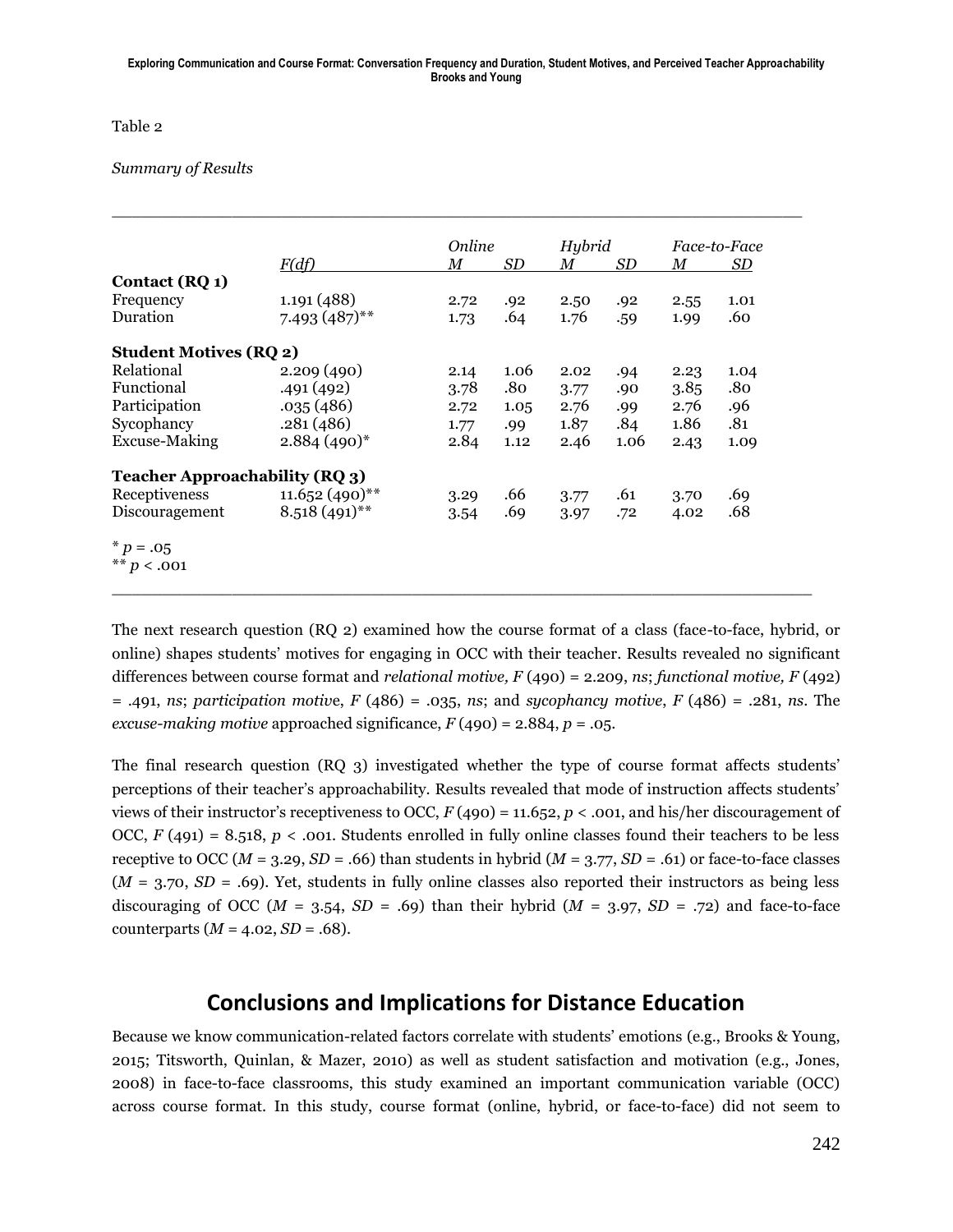Table 2

*Summary of Results*

| | *F(df)* | *Online* | | *Hybrid* | | *Face-to-Face* | |
|---|---|---|---|---|---|---|---|
| | | *M* | *SD* | *M* | *SD* | *M* | *SD* |
| **Contact (RQ 1)** | | | | | | | |
| Frequency | 1.191 (488) | 2.72 | .92 | 2.50 | .92 | 2.55 | 1.01 |
| Duration | 7.493 (487)** | 1.73 | .64 | 1.76 | .59 | 1.99 | .60 |
| **Student Motives (RQ 2)** | | | | | | | |
| Relational | 2.209 (490) | 2.14 | 1.06 | 2.02 | .94 | 2.23 | 1.04 |
| Functional | .491 (492) | 3.78 | .80 | 3.77 | .90 | 3.85 | .80 |
| Participation | .035 (486) | 2.72 | 1.05 | 2.76 | .99 | 2.76 | .96 |
| Sycophancy | .281 (486) | 1.77 | .99 | 1.87 | .84 | 1.86 | .81 |
| Excuse-Making | 2.884 (490)* | 2.84 | 1.12 | 2.46 | 1.06 | 2.43 | 1.09 |
| **Teacher Approachability (RQ 3)** | | | | | | | |
| Receptiveness | 11.652 (490)** | 3.29 | .66 | 3.77 | .61 | 3.70 | .69 |
| Discouragement | 8.518 (491)** | 3.54 | .69 | 3.97 | .72 | 4.02 | .68 |

\* $p = .05$
\*\* $p < .001$

The next research question (RQ 2) examined how the course format of a class (face-to-face, hybrid, or online) shapes students' motives for engaging in OCC with their teacher. Results revealed no significant differences between course format and *relational motive,* $F$ (490) = 2.209, *ns*; *functional motive,* $F$ (492) = .491, *ns*; *participation motive*, $F$ (486) = .035, *ns*; and *sycophancy motive*, $F$ (486) = .281, *ns*. The *excuse-making motive* approached significance, $F$ (490) = 2.884, $p = .05$.

The final research question (RQ 3) investigated whether the type of course format affects students' perceptions of their teacher's approachability. Results revealed that mode of instruction affects students' views of their instructor's receptiveness to OCC, $F$ (490) = 11.652, $p < .001$, and his/her discouragement of OCC, $F$ (491) = 8.518, $p < .001$. Students enrolled in fully online classes found their teachers to be less receptive to OCC ($M$ = 3.29, $SD$ = .66) than students in hybrid ($M$ = 3.77, $SD$ = .61) or face-to-face classes ($M$ = 3.70, $SD$ = .69). Yet, students in fully online classes also reported their instructors as being less discouraging of OCC ($M$ = 3.54, $SD$ = .69) than their hybrid ($M$ = 3.97, $SD$ = .72) and face-to-face counterparts ($M$ = 4.02, $SD$ = .68).

## Conclusions and Implications for Distance Education

Because we know communication-related factors correlate with students' emotions (e.g., Brooks & Young, 2015; Titsworth, Quinlan, & Mazer, 2010) as well as student satisfaction and motivation (e.g., Jones, 2008) in face-to-face classrooms, this study examined an important communication variable (OCC) across course format. In this study, course format (online, hybrid, or face-to-face) did not seem to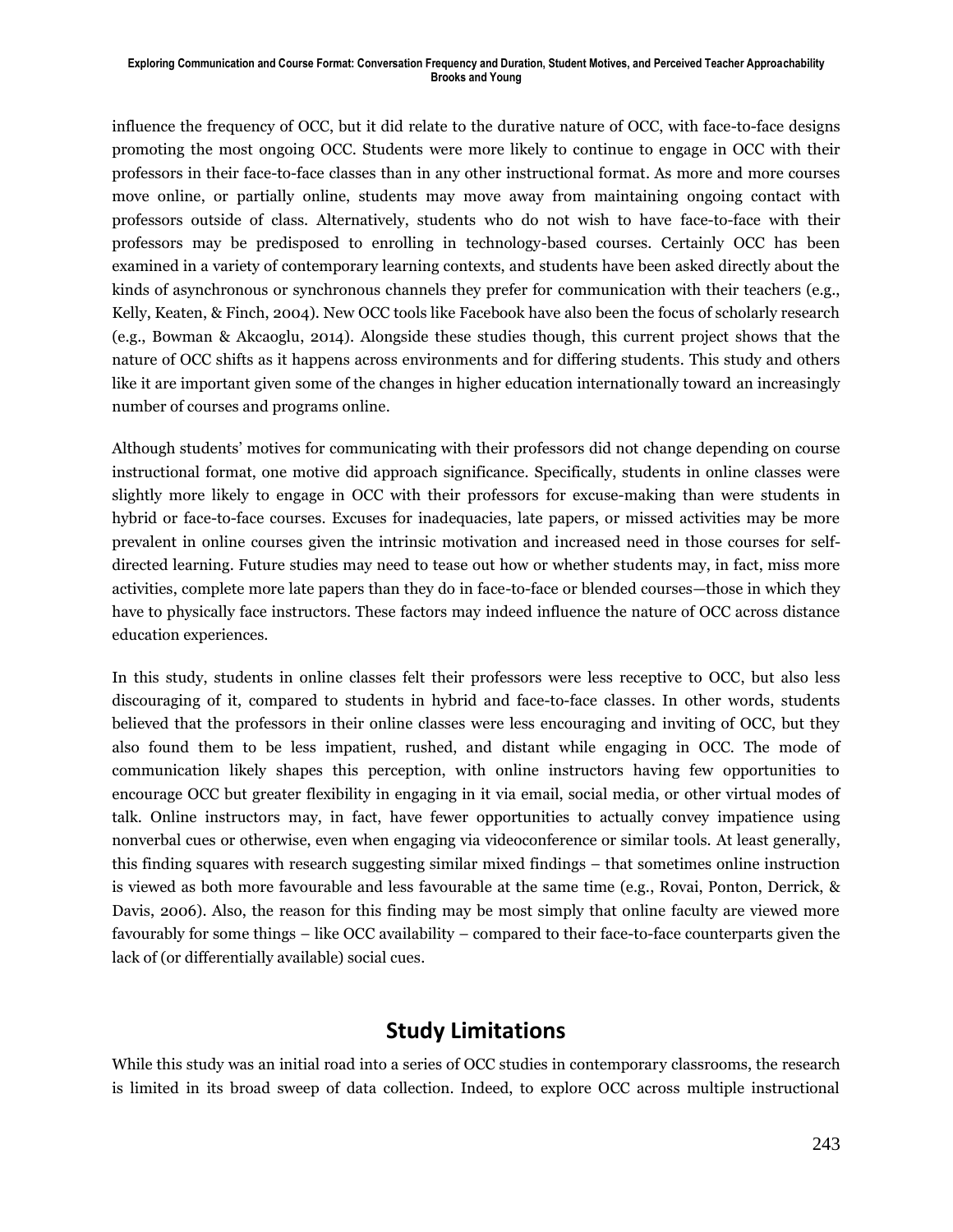influence the frequency of OCC, but it did relate to the durative nature of OCC, with face-to-face designs promoting the most ongoing OCC. Students were more likely to continue to engage in OCC with their professors in their face-to-face classes than in any other instructional format. As more and more courses move online, or partially online, students may move away from maintaining ongoing contact with professors outside of class. Alternatively, students who do not wish to have face-to-face with their professors may be predisposed to enrolling in technology-based courses. Certainly OCC has been examined in a variety of contemporary learning contexts, and students have been asked directly about the kinds of asynchronous or synchronous channels they prefer for communication with their teachers (e.g., Kelly, Keaten, & Finch, 2004). New OCC tools like Facebook have also been the focus of scholarly research (e.g., Bowman & Akcaoglu, 2014). Alongside these studies though, this current project shows that the nature of OCC shifts as it happens across environments and for differing students. This study and others like it are important given some of the changes in higher education internationally toward an increasingly number of courses and programs online.

Although students' motives for communicating with their professors did not change depending on course instructional format, one motive did approach significance. Specifically, students in online classes were slightly more likely to engage in OCC with their professors for excuse-making than were students in hybrid or face-to-face courses. Excuses for inadequacies, late papers, or missed activities may be more prevalent in online courses given the intrinsic motivation and increased need in those courses for self-directed learning. Future studies may need to tease out how or whether students may, in fact, miss more activities, complete more late papers than they do in face-to-face or blended courses—those in which they have to physically face instructors. These factors may indeed influence the nature of OCC across distance education experiences.

In this study, students in online classes felt their professors were less receptive to OCC, but also less discouraging of it, compared to students in hybrid and face-to-face classes. In other words, students believed that the professors in their online classes were less encouraging and inviting of OCC, but they also found them to be less impatient, rushed, and distant while engaging in OCC. The mode of communication likely shapes this perception, with online instructors having few opportunities to encourage OCC but greater flexibility in engaging in it via email, social media, or other virtual modes of talk. Online instructors may, in fact, have fewer opportunities to actually convey impatience using nonverbal cues or otherwise, even when engaging via videoconference or similar tools. At least generally, this finding squares with research suggesting similar mixed findings – that sometimes online instruction is viewed as both more favourable and less favourable at the same time (e.g., Rovai, Ponton, Derrick, & Davis, 2006). Also, the reason for this finding may be most simply that online faculty are viewed more favourably for some things – like OCC availability – compared to their face-to-face counterparts given the lack of (or differentially available) social cues.

## Study Limitations

While this study was an initial road into a series of OCC studies in contemporary classrooms, the research is limited in its broad sweep of data collection. Indeed, to explore OCC across multiple instructional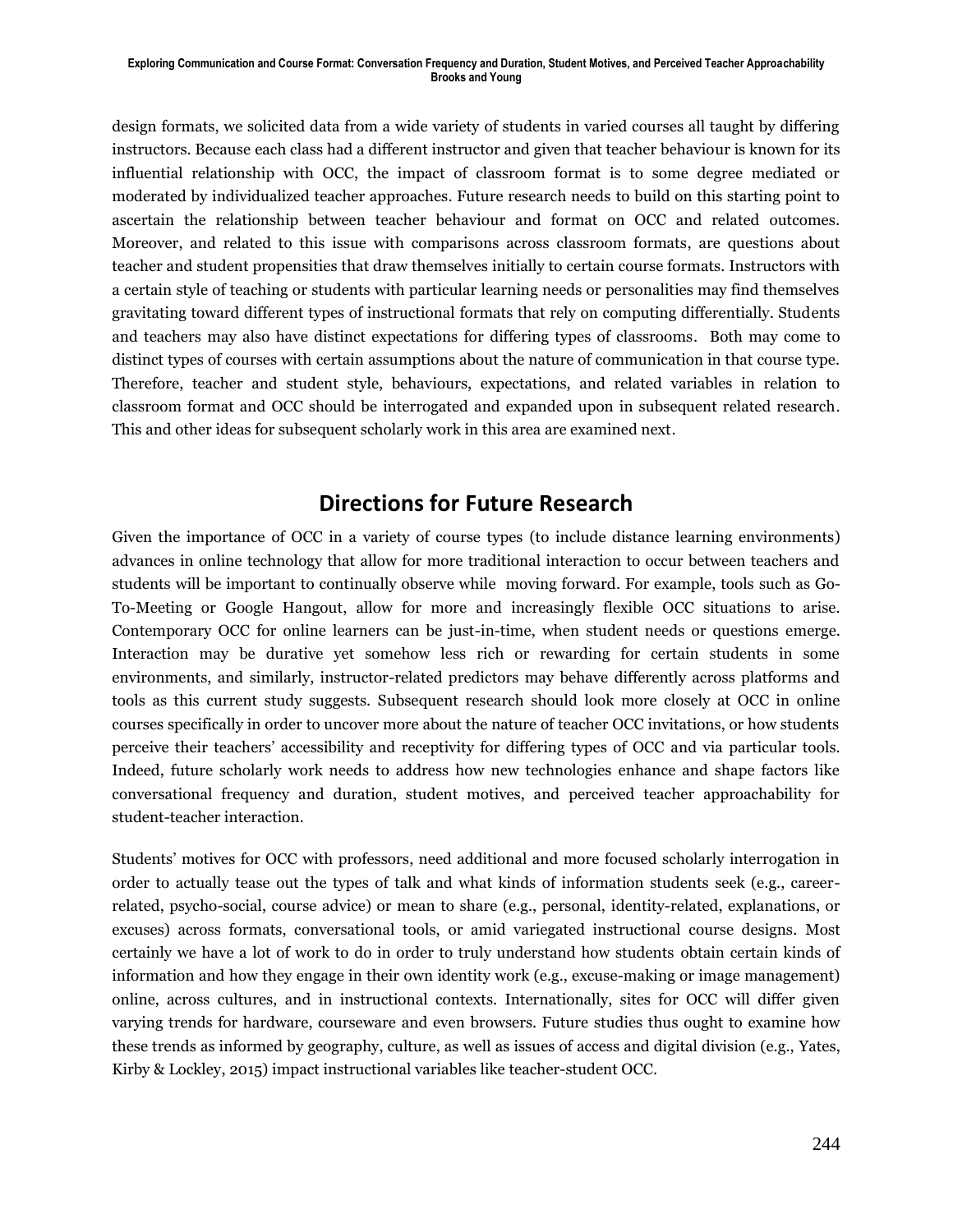design formats, we solicited data from a wide variety of students in varied courses all taught by differing instructors. Because each class had a different instructor and given that teacher behaviour is known for its influential relationship with OCC, the impact of classroom format is to some degree mediated or moderated by individualized teacher approaches. Future research needs to build on this starting point to ascertain the relationship between teacher behaviour and format on OCC and related outcomes. Moreover, and related to this issue with comparisons across classroom formats, are questions about teacher and student propensities that draw themselves initially to certain course formats. Instructors with a certain style of teaching or students with particular learning needs or personalities may find themselves gravitating toward different types of instructional formats that rely on computing differentially. Students and teachers may also have distinct expectations for differing types of classrooms. Both may come to distinct types of courses with certain assumptions about the nature of communication in that course type. Therefore, teacher and student style, behaviours, expectations, and related variables in relation to classroom format and OCC should be interrogated and expanded upon in subsequent related research. This and other ideas for subsequent scholarly work in this area are examined next.

## Directions for Future Research

Given the importance of OCC in a variety of course types (to include distance learning environments) advances in online technology that allow for more traditional interaction to occur between teachers and students will be important to continually observe while moving forward. For example, tools such as Go-To-Meeting or Google Hangout, allow for more and increasingly flexible OCC situations to arise. Contemporary OCC for online learners can be just-in-time, when student needs or questions emerge. Interaction may be durative yet somehow less rich or rewarding for certain students in some environments, and similarly, instructor-related predictors may behave differently across platforms and tools as this current study suggests. Subsequent research should look more closely at OCC in online courses specifically in order to uncover more about the nature of teacher OCC invitations, or how students perceive their teachers' accessibility and receptivity for differing types of OCC and via particular tools. Indeed, future scholarly work needs to address how new technologies enhance and shape factors like conversational frequency and duration, student motives, and perceived teacher approachability for student-teacher interaction.

Students' motives for OCC with professors, need additional and more focused scholarly interrogation in order to actually tease out the types of talk and what kinds of information students seek (e.g., career-related, psycho-social, course advice) or mean to share (e.g., personal, identity-related, explanations, or excuses) across formats, conversational tools, or amid variegated instructional course designs. Most certainly we have a lot of work to do in order to truly understand how students obtain certain kinds of information and how they engage in their own identity work (e.g., excuse-making or image management) online, across cultures, and in instructional contexts. Internationally, sites for OCC will differ given varying trends for hardware, courseware and even browsers. Future studies thus ought to examine how these trends as informed by geography, culture, as well as issues of access and digital division (e.g., Yates, Kirby & Lockley, 2015) impact instructional variables like teacher-student OCC.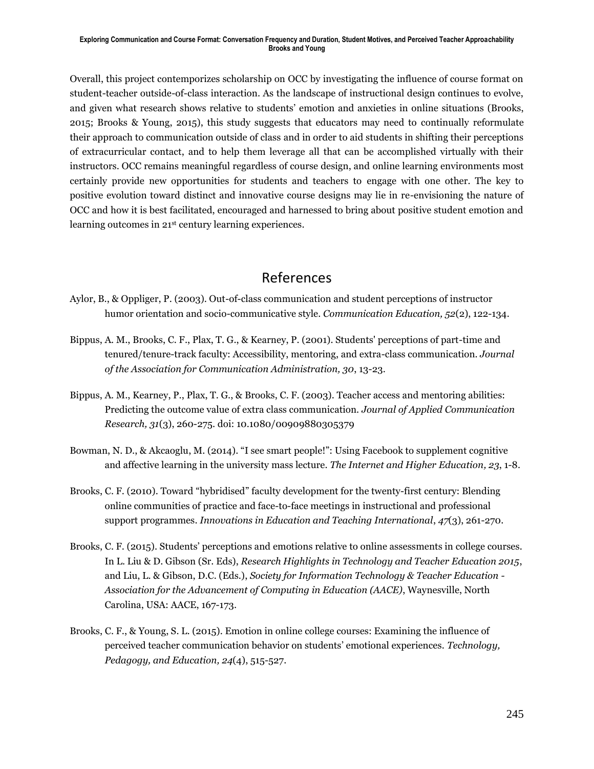Overall, this project contemporizes scholarship on OCC by investigating the influence of course format on student-teacher outside-of-class interaction. As the landscape of instructional design continues to evolve, and given what research shows relative to students' emotion and anxieties in online situations (Brooks, 2015; Brooks & Young, 2015), this study suggests that educators may need to continually reformulate their approach to communication outside of class and in order to aid students in shifting their perceptions of extracurricular contact, and to help them leverage all that can be accomplished virtually with their instructors. OCC remains meaningful regardless of course design, and online learning environments most certainly provide new opportunities for students and teachers to engage with one other. The key to positive evolution toward distinct and innovative course designs may lie in re-envisioning the nature of OCC and how it is best facilitated, encouraged and harnessed to bring about positive student emotion and learning outcomes in 21st century learning experiences.

## References

Aylor, B., & Oppliger, P. (2003). Out-of-class communication and student perceptions of instructor humor orientation and socio-communicative style. *Communication Education, 52*(2), 122-134.

Bippus, A. M., Brooks, C. F., Plax, T. G., & Kearney, P. (2001). Students' perceptions of part-time and tenured/tenure-track faculty: Accessibility, mentoring, and extra-class communication. *Journal of the Association for Communication Administration, 30*, 13-23.

Bippus, A. M., Kearney, P., Plax, T. G., & Brooks, C. F. (2003). Teacher access and mentoring abilities: Predicting the outcome value of extra class communication. *Journal of Applied Communication Research, 31*(3), 260-275. doi: 10.1080/00909880305379

Bowman, N. D., & Akcaoglu, M. (2014). "I see smart people!": Using Facebook to supplement cognitive and affective learning in the university mass lecture. *The Internet and Higher Education, 23*, 1-8.

Brooks, C. F. (2010). Toward "hybridised" faculty development for the twenty-first century: Blending online communities of practice and face-to-face meetings in instructional and professional support programmes. *Innovations in Education and Teaching International*, *47*(3), 261-270.

Brooks, C. F. (2015). Students' perceptions and emotions relative to online assessments in college courses. In L. Liu & D. Gibson (Sr. Eds), *Research Highlights in Technology and Teacher Education 2015*, and Liu, L. & Gibson, D.C. (Eds.), *Society for Information Technology & Teacher Education - Association for the Advancement of Computing in Education (AACE)*, Waynesville, North Carolina, USA: AACE, 167-173.

Brooks, C. F., & Young, S. L. (2015). Emotion in online college courses: Examining the influence of perceived teacher communication behavior on students' emotional experiences. *Technology, Pedagogy, and Education, 24*(4), 515-527.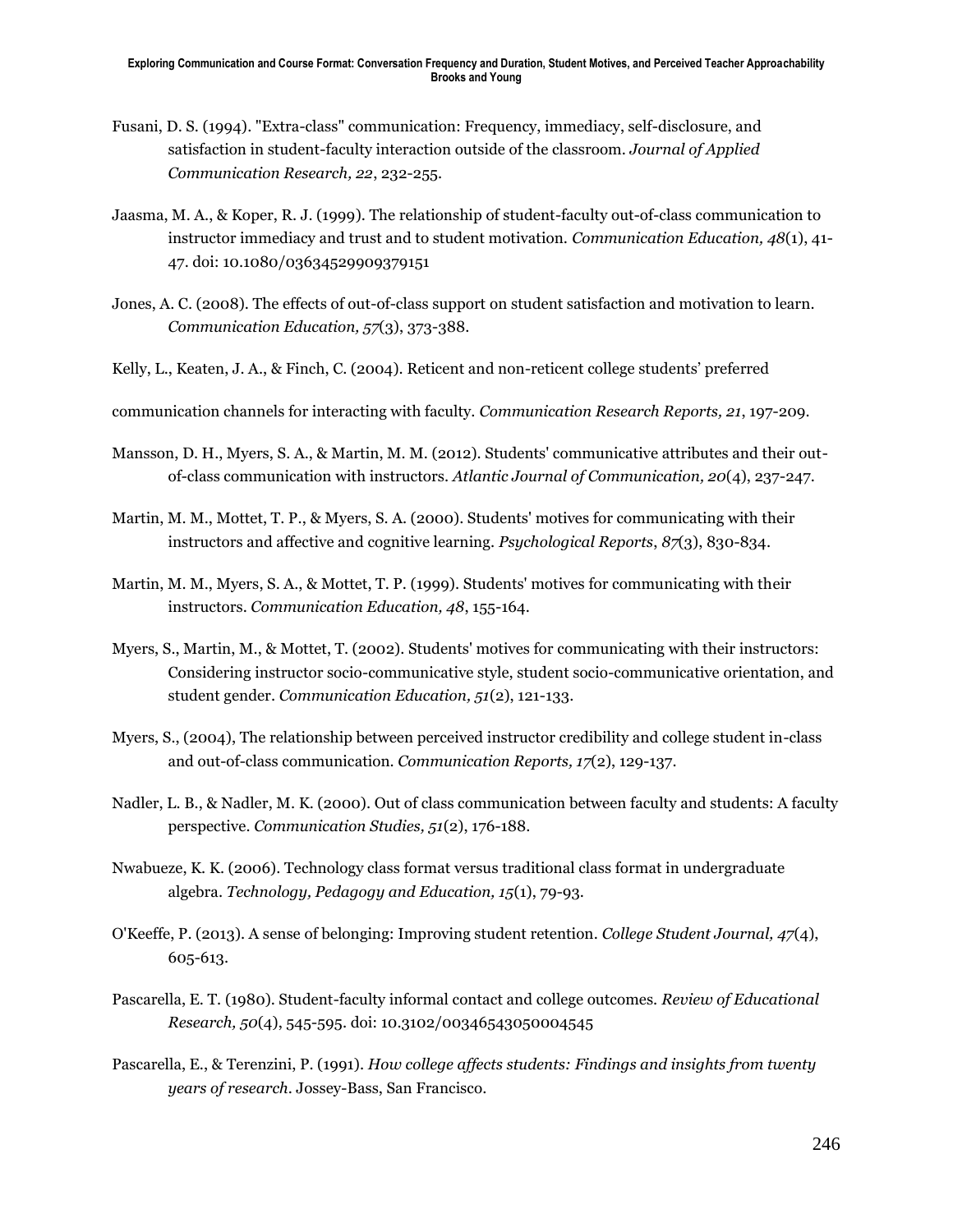Fusani, D. S. (1994). "Extra-class" communication: Frequency, immediacy, self-disclosure, and satisfaction in student-faculty interaction outside of the classroom. *Journal of Applied Communication Research, 22*, 232-255.

Jaasma, M. A., & Koper, R. J. (1999). The relationship of student-faculty out-of-class communication to instructor immediacy and trust and to student motivation. *Communication Education, 48*(1), 41-47. doi: 10.1080/03634529909379151

Jones, A. C. (2008). The effects of out-of-class support on student satisfaction and motivation to learn. *Communication Education, 57*(3), 373-388.

Kelly, L., Keaten, J. A., & Finch, C. (2004). Reticent and non-reticent college students' preferred communication channels for interacting with faculty. *Communication Research Reports, 21*, 197-209.

Mansson, D. H., Myers, S. A., & Martin, M. M. (2012). Students' communicative attributes and their out-of-class communication with instructors. *Atlantic Journal of Communication, 20*(4), 237-247.

Martin, M. M., Mottet, T. P., & Myers, S. A. (2000). Students' motives for communicating with their instructors and affective and cognitive learning. *Psychological Reports*, *87*(3), 830-834.

Martin, M. M., Myers, S. A., & Mottet, T. P. (1999). Students' motives for communicating with their instructors. *Communication Education, 48*, 155-164.

Myers, S., Martin, M., & Mottet, T. (2002). Students' motives for communicating with their instructors: Considering instructor socio-communicative style, student socio-communicative orientation, and student gender. *Communication Education, 51*(2), 121-133.

Myers, S., (2004), The relationship between perceived instructor credibility and college student in-class and out-of-class communication. *Communication Reports, 17*(2), 129-137.

Nadler, L. B., & Nadler, M. K. (2000). Out of class communication between faculty and students: A faculty perspective. *Communication Studies, 51*(2), 176-188.

Nwabueze, K. K. (2006). Technology class format versus traditional class format in undergraduate algebra. *Technology, Pedagogy and Education, 15*(1), 79-93.

O'Keeffe, P. (2013). A sense of belonging: Improving student retention. *College Student Journal, 47*(4), 605-613.

Pascarella, E. T. (1980). Student-faculty informal contact and college outcomes. *Review of Educational Research, 50*(4), 545-595. doi: 10.3102/00346543050004545

Pascarella, E., & Terenzini, P. (1991). *How college affects students: Findings and insights from twenty years of research*. Jossey-Bass, San Francisco.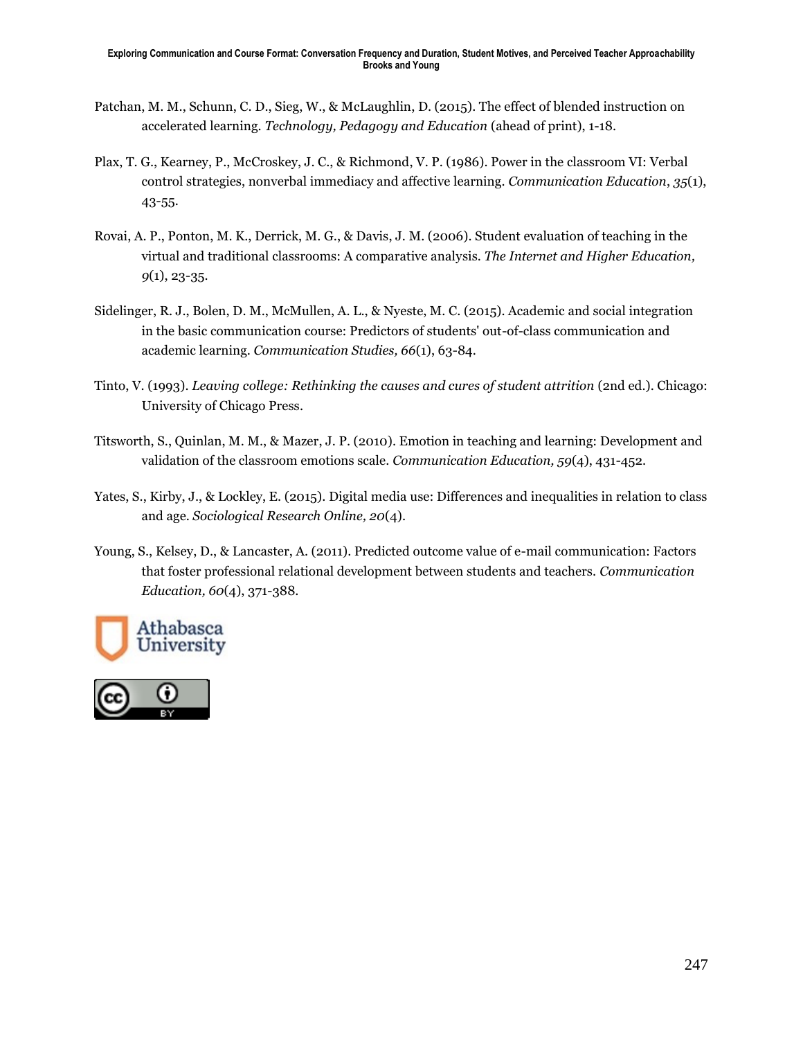Patchan, M. M., Schunn, C. D., Sieg, W., & McLaughlin, D. (2015). The effect of blended instruction on accelerated learning. *Technology, Pedagogy and Education* (ahead of print), 1-18.

Plax, T. G., Kearney, P., McCroskey, J. C., & Richmond, V. P. (1986). Power in the classroom VI: Verbal control strategies, nonverbal immediacy and affective learning. *Communication Education*, *35*(1), 43-55.

Rovai, A. P., Ponton, M. K., Derrick, M. G., & Davis, J. M. (2006). Student evaluation of teaching in the virtual and traditional classrooms: A comparative analysis. *The Internet and Higher Education, 9*(1), 23-35.

Sidelinger, R. J., Bolen, D. M., McMullen, A. L., & Nyeste, M. C. (2015). Academic and social integration in the basic communication course: Predictors of students' out-of-class communication and academic learning. *Communication Studies, 66*(1), 63-84.

Tinto, V. (1993). *Leaving college: Rethinking the causes and cures of student attrition* (2nd ed.). Chicago: University of Chicago Press.

Titsworth, S., Quinlan, M. M., & Mazer, J. P. (2010). Emotion in teaching and learning: Development and validation of the classroom emotions scale. *Communication Education, 59*(4), 431-452.

Yates, S., Kirby, J., & Lockley, E. (2015). Digital media use: Differences and inequalities in relation to class and age. *Sociological Research Online, 20*(4).

Young, S., Kelsey, D., & Lancaster, A. (2011). Predicted outcome value of e-mail communication: Factors that foster professional relational development between students and teachers. *Communication Education, 60*(4), 371-388.